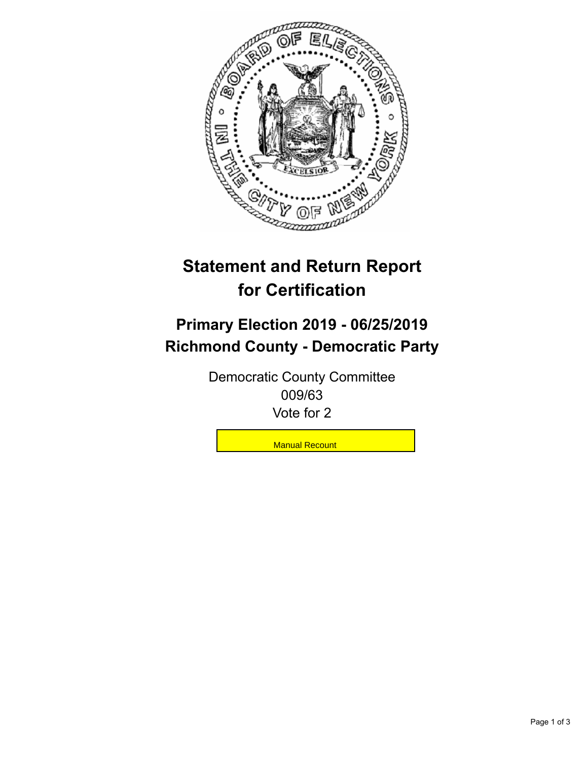# Statement and Return Report for Certification

## Primary Election 2019 - 06/25/2019
## Richmond County - Democratic Party

Democratic County Committee
009/63
Vote for 2

Manual Recount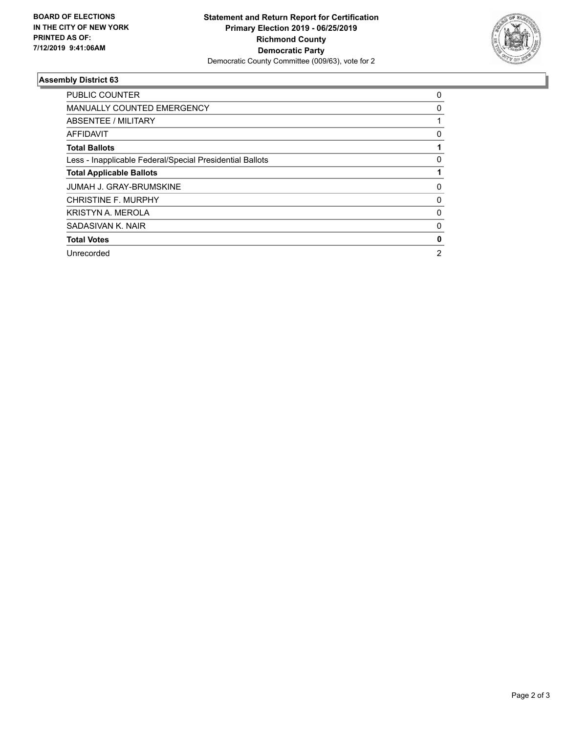**BOARD OF ELECTIONS IN THE CITY OF NEW YORK PRINTED AS OF: 7/12/2019 9:41:06AM**

**Statement and Return Report for Certification**
**Primary Election 2019 - 06/25/2019**
**Richmond County**
**Democratic Party**
Democratic County Committee (009/63), vote for 2

### Assembly District 63

| | |
|---|---|
| PUBLIC COUNTER | 0 |
| MANUALLY COUNTED EMERGENCY | 0 |
| ABSENTEE / MILITARY | 1 |
| AFFIDAVIT | 0 |
| **Total Ballots** | **1** |
| Less - Inapplicable Federal/Special Presidential Ballots | 0 |
| **Total Applicable Ballots** | **1** |
| JUMAH J. GRAY-BRUMSKINE | 0 |
| CHRISTINE F. MURPHY | 0 |
| KRISTYN A. MEROLA | 0 |
| SADASIVAN K. NAIR | 0 |
| **Total Votes** | **0** |
| Unrecorded | 2 |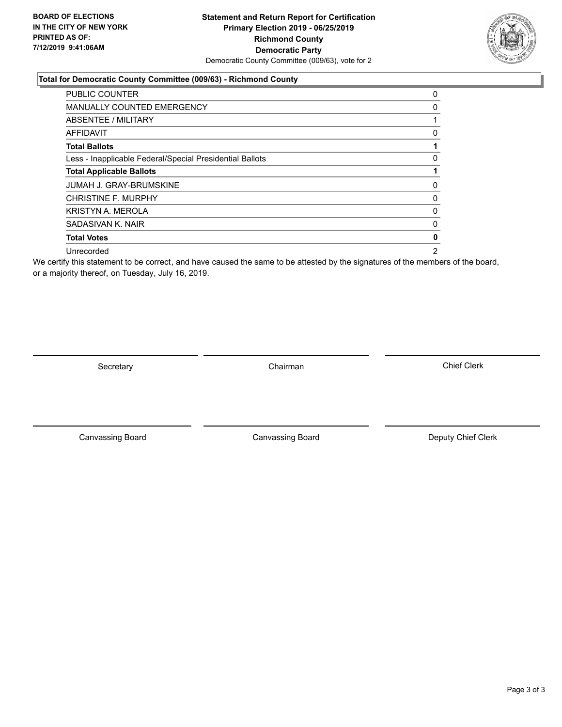**BOARD OF ELECTIONS IN THE CITY OF NEW YORK PRINTED AS OF: 7/12/2019 9:41:06AM**

**Statement and Return Report for Certification**
**Primary Election 2019 - 06/25/2019**
**Richmond County**
**Democratic Party**
Democratic County Committee (009/63), vote for 2

### Total for Democratic County Committee (009/63) - Richmond County

| | |
|---|---|
| PUBLIC COUNTER | 0 |
| MANUALLY COUNTED EMERGENCY | 0 |
| ABSENTEE / MILITARY | 1 |
| AFFIDAVIT | 0 |
| **Total Ballots** | **1** |
| Less - Inapplicable Federal/Special Presidential Ballots | 0 |
| **Total Applicable Ballots** | **1** |
| JUMAH J. GRAY-BRUMSKINE | 0 |
| CHRISTINE F. MURPHY | 0 |
| KRISTYN A. MEROLA | 0 |
| SADASIVAN K. NAIR | 0 |
| **Total Votes** | **0** |
| Unrecorded | 2 |

We certify this statement to be correct, and have caused the same to be attested by the signatures of the members of the board, or a majority thereof, on Tuesday, July 16, 2019.

Secretary

Chairman

Chief Clerk

Canvassing Board

Canvassing Board

Deputy Chief Clerk